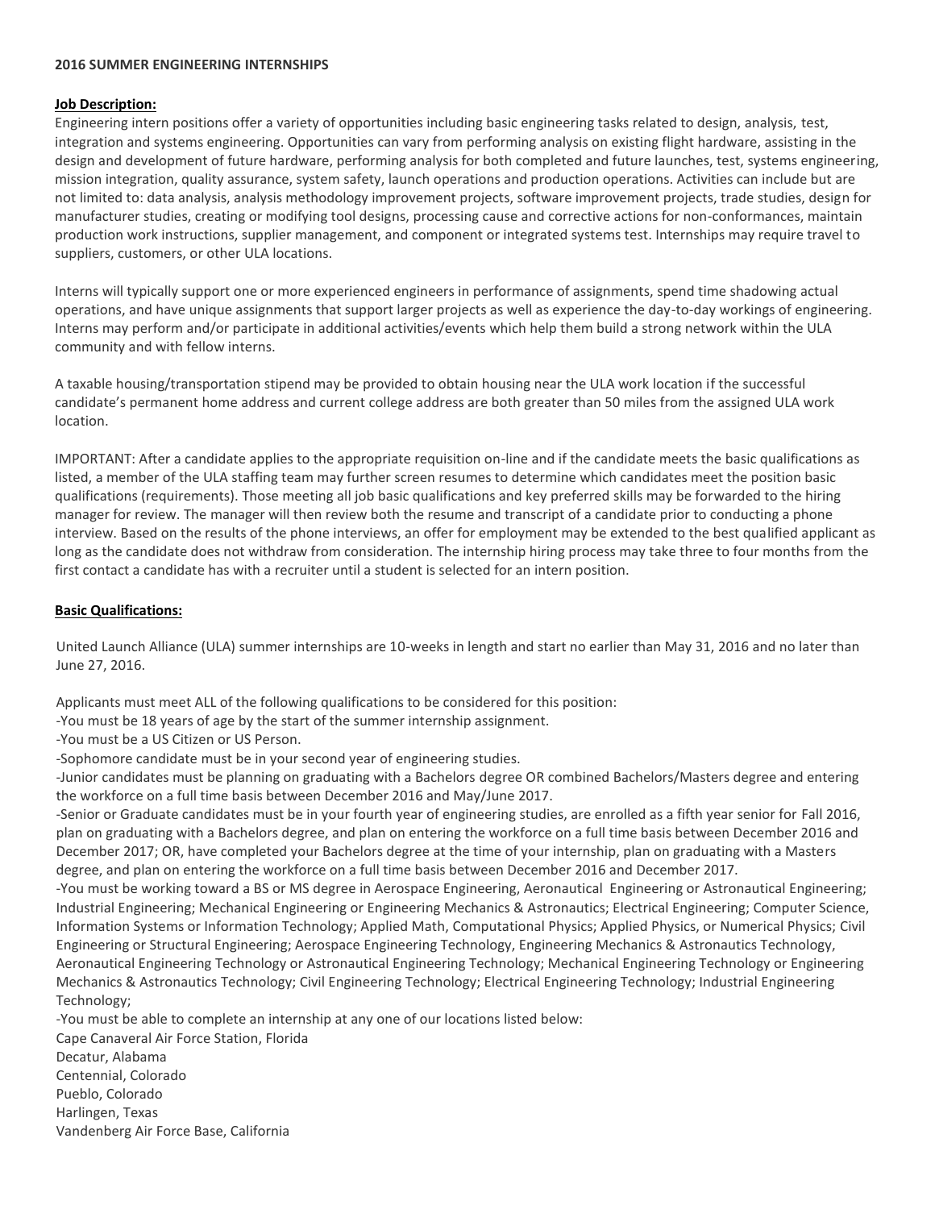**2016 SUMMER ENGINEERING INTERNSHIPS**

**Job Description:**

Engineering intern positions offer a variety of opportunities including basic engineering tasks related to design, analysis, test, integration and systems engineering. Opportunities can vary from performing analysis on existing flight hardware, assisting in the design and development of future hardware, performing analysis for both completed and future launches, test, systems engineering, mission integration, quality assurance, system safety, launch operations and production operations. Activities can include but are not limited to: data analysis, analysis methodology improvement projects, software improvement projects, trade studies, design for manufacturer studies, creating or modifying tool designs, processing cause and corrective actions for non-conformances, maintain production work instructions, supplier management, and component or integrated systems test. Internships may require travel to suppliers, customers, or other ULA locations.

Interns will typically support one or more experienced engineers in performance of assignments, spend time shadowing actual operations, and have unique assignments that support larger projects as well as experience the day-to-day workings of engineering. Interns may perform and/or participate in additional activities/events which help them build a strong network within the ULA community and with fellow interns.

A taxable housing/transportation stipend may be provided to obtain housing near the ULA work location if the successful candidate's permanent home address and current college address are both greater than 50 miles from the assigned ULA work location.

IMPORTANT: After a candidate applies to the appropriate requisition on-line and if the candidate meets the basic qualifications as listed, a member of the ULA staffing team may further screen resumes to determine which candidates meet the position basic qualifications (requirements). Those meeting all job basic qualifications and key preferred skills may be forwarded to the hiring manager for review. The manager will then review both the resume and transcript of a candidate prior to conducting a phone interview. Based on the results of the phone interviews, an offer for employment may be extended to the best qualified applicant as long as the candidate does not withdraw from consideration. The internship hiring process may take three to four months from the first contact a candidate has with a recruiter until a student is selected for an intern position.

**Basic Qualifications:**

United Launch Alliance (ULA) summer internships are 10-weeks in length and start no earlier than May 31, 2016 and no later than June 27, 2016.

Applicants must meet ALL of the following qualifications to be considered for this position:

-You must be 18 years of age by the start of the summer internship assignment.

-You must be a US Citizen or US Person.

-Sophomore candidate must be in your second year of engineering studies.

-Junior candidates must be planning on graduating with a Bachelors degree OR combined Bachelors/Masters degree and entering the workforce on a full time basis between December 2016 and May/June 2017.

-Senior or Graduate candidates must be in your fourth year of engineering studies, are enrolled as a fifth year senior for Fall 2016, plan on graduating with a Bachelors degree, and plan on entering the workforce on a full time basis between December 2016 and December 2017; OR, have completed your Bachelors degree at the time of your internship, plan on graduating with a Masters degree, and plan on entering the workforce on a full time basis between December 2016 and December 2017.

-You must be working toward a BS or MS degree in Aerospace Engineering, Aeronautical Engineering or Astronautical Engineering; Industrial Engineering; Mechanical Engineering or Engineering Mechanics & Astronautics; Electrical Engineering; Computer Science, Information Systems or Information Technology; Applied Math, Computational Physics; Applied Physics, or Numerical Physics; Civil Engineering or Structural Engineering; Aerospace Engineering Technology, Engineering Mechanics & Astronautics Technology, Aeronautical Engineering Technology or Astronautical Engineering Technology; Mechanical Engineering Technology or Engineering Mechanics & Astronautics Technology; Civil Engineering Technology; Electrical Engineering Technology; Industrial Engineering Technology;

-You must be able to complete an internship at any one of our locations listed below:

Cape Canaveral Air Force Station, Florida
Decatur, Alabama
Centennial, Colorado
Pueblo, Colorado
Harlingen, Texas
Vandenberg Air Force Base, California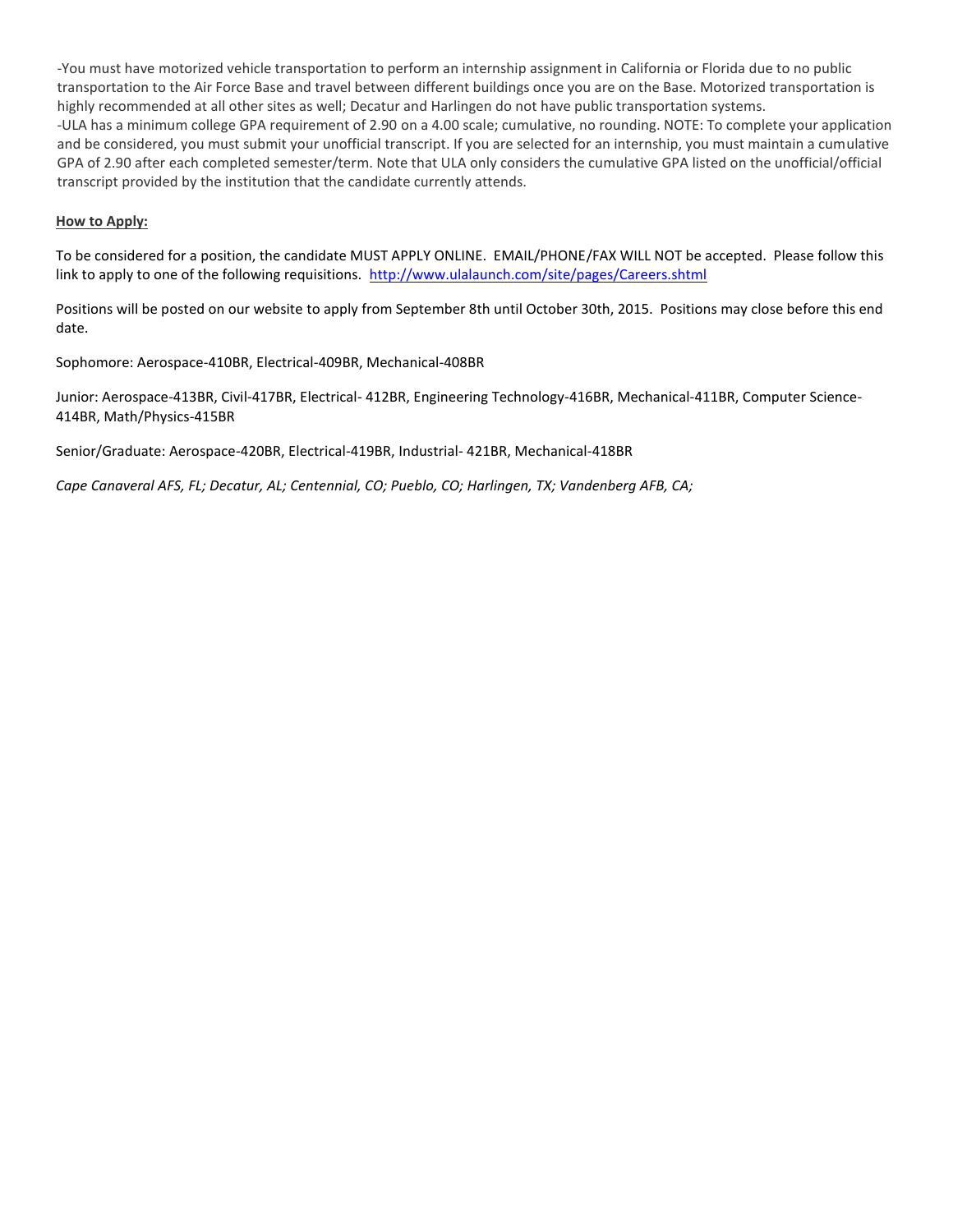-You must have motorized vehicle transportation to perform an internship assignment in California or Florida due to no public transportation to the Air Force Base and travel between different buildings once you are on the Base. Motorized transportation is highly recommended at all other sites as well; Decatur and Harlingen do not have public transportation systems.
-ULA has a minimum college GPA requirement of 2.90 on a 4.00 scale; cumulative, no rounding. NOTE: To complete your application and be considered, you must submit your unofficial transcript. If you are selected for an internship, you must maintain a cumulative GPA of 2.90 after each completed semester/term. Note that ULA only considers the cumulative GPA listed on the unofficial/official transcript provided by the institution that the candidate currently attends.

**How to Apply:**

To be considered for a position, the candidate MUST APPLY ONLINE. EMAIL/PHONE/FAX WILL NOT be accepted. Please follow this link to apply to one of the following requisitions. [http://www.ulalaunch.com/site/pages/Careers.shtml](http://www.ulalaunch.com/site/pages/Careers.shtml)

Positions will be posted on our website to apply from September 8th until October 30th, 2015. Positions may close before this end date.

Sophomore: Aerospace-410BR, Electrical-409BR, Mechanical-408BR

Junior: Aerospace-413BR, Civil-417BR, Electrical- 412BR, Engineering Technology-416BR, Mechanical-411BR, Computer Science-414BR, Math/Physics-415BR

Senior/Graduate: Aerospace-420BR, Electrical-419BR, Industrial- 421BR, Mechanical-418BR

*Cape Canaveral AFS, FL; Decatur, AL; Centennial, CO; Pueblo, CO; Harlingen, TX; Vandenberg AFB, CA;*